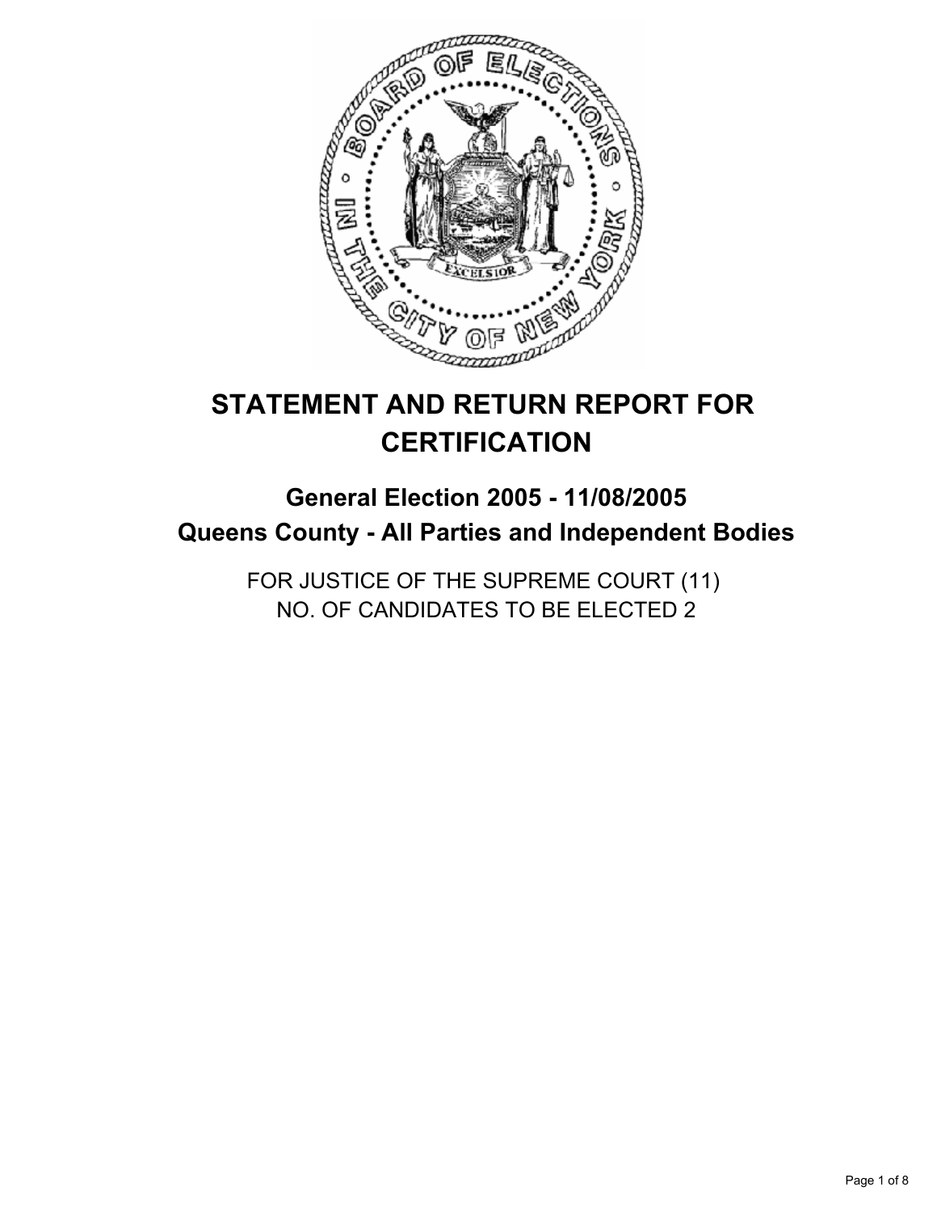# STATEMENT AND RETURN REPORT FOR CERTIFICATION

## General Election 2005 - 11/08/2005
## Queens County - All Parties and Independent Bodies

FOR JUSTICE OF THE SUPREME COURT (11)
NO. OF CANDIDATES TO BE ELECTED 2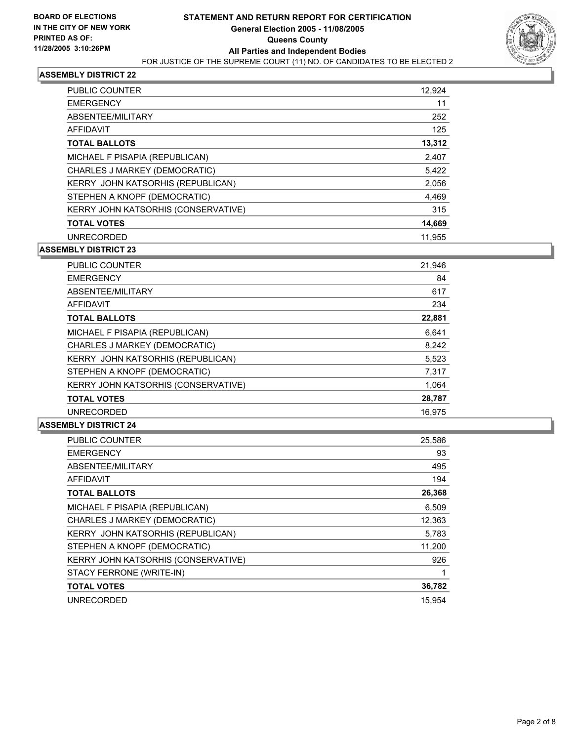BOARD OF ELECTIONS
IN THE CITY OF NEW YORK
PRINTED AS OF:
11/28/2005 3:10:26PM

# STATEMENT AND RETURN REPORT FOR CERTIFICATION
## General Election 2005 - 11/08/2005
## Queens County
## All Parties and Independent Bodies

FOR JUSTICE OF THE SUPREME COURT (11) NO. OF CANDIDATES TO BE ELECTED 2

### ASSEMBLY DISTRICT 22

| | |
|---|---|
| PUBLIC COUNTER | 12,924 |
| EMERGENCY | 11 |
| ABSENTEE/MILITARY | 252 |
| AFFIDAVIT | 125 |
| **TOTAL BALLOTS** | **13,312** |
| MICHAEL F PISAPIA (REPUBLICAN) | 2,407 |
| CHARLES J MARKEY (DEMOCRATIC) | 5,422 |
| KERRY JOHN KATSORHIS (REPUBLICAN) | 2,056 |
| STEPHEN A KNOPF (DEMOCRATIC) | 4,469 |
| KERRY JOHN KATSORHIS (CONSERVATIVE) | 315 |
| **TOTAL VOTES** | **14,669** |
| UNRECORDED | 11,955 |

### ASSEMBLY DISTRICT 23

| | |
|---|---|
| PUBLIC COUNTER | 21,946 |
| EMERGENCY | 84 |
| ABSENTEE/MILITARY | 617 |
| AFFIDAVIT | 234 |
| **TOTAL BALLOTS** | **22,881** |
| MICHAEL F PISAPIA (REPUBLICAN) | 6,641 |
| CHARLES J MARKEY (DEMOCRATIC) | 8,242 |
| KERRY JOHN KATSORHIS (REPUBLICAN) | 5,523 |
| STEPHEN A KNOPF (DEMOCRATIC) | 7,317 |
| KERRY JOHN KATSORHIS (CONSERVATIVE) | 1,064 |
| **TOTAL VOTES** | **28,787** |
| UNRECORDED | 16,975 |

### ASSEMBLY DISTRICT 24

| | |
|---|---|
| PUBLIC COUNTER | 25,586 |
| EMERGENCY | 93 |
| ABSENTEE/MILITARY | 495 |
| AFFIDAVIT | 194 |
| **TOTAL BALLOTS** | **26,368** |
| MICHAEL F PISAPIA (REPUBLICAN) | 6,509 |
| CHARLES J MARKEY (DEMOCRATIC) | 12,363 |
| KERRY JOHN KATSORHIS (REPUBLICAN) | 5,783 |
| STEPHEN A KNOPF (DEMOCRATIC) | 11,200 |
| KERRY JOHN KATSORHIS (CONSERVATIVE) | 926 |
| STACY FERRONE (WRITE-IN) | 1 |
| **TOTAL VOTES** | **36,782** |
| UNRECORDED | 15,954 |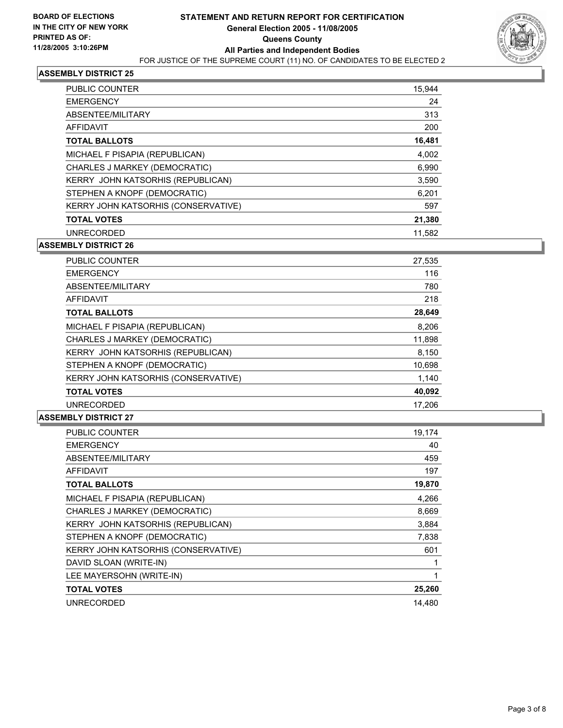**BOARD OF ELECTIONS IN THE CITY OF NEW YORK PRINTED AS OF: 11/28/2005 3:10:26PM**

# STATEMENT AND RETURN REPORT FOR CERTIFICATION

## General Election 2005 - 11/08/2005

## Queens County

## All Parties and Independent Bodies

FOR JUSTICE OF THE SUPREME COURT (11) NO. OF CANDIDATES TO BE ELECTED 2

### ASSEMBLY DISTRICT 25

| | |
|---|---|
| PUBLIC COUNTER | 15,944 |
| EMERGENCY | 24 |
| ABSENTEE/MILITARY | 313 |
| AFFIDAVIT | 200 |
| **TOTAL BALLOTS** | **16,481** |
| MICHAEL F PISAPIA (REPUBLICAN) | 4,002 |
| CHARLES J MARKEY (DEMOCRATIC) | 6,990 |
| KERRY JOHN KATSORHIS (REPUBLICAN) | 3,590 |
| STEPHEN A KNOPF (DEMOCRATIC) | 6,201 |
| KERRY JOHN KATSORHIS (CONSERVATIVE) | 597 |
| **TOTAL VOTES** | **21,380** |
| UNRECORDED | 11,582 |

### ASSEMBLY DISTRICT 26

| | |
|---|---|
| PUBLIC COUNTER | 27,535 |
| EMERGENCY | 116 |
| ABSENTEE/MILITARY | 780 |
| AFFIDAVIT | 218 |
| **TOTAL BALLOTS** | **28,649** |
| MICHAEL F PISAPIA (REPUBLICAN) | 8,206 |
| CHARLES J MARKEY (DEMOCRATIC) | 11,898 |
| KERRY JOHN KATSORHIS (REPUBLICAN) | 8,150 |
| STEPHEN A KNOPF (DEMOCRATIC) | 10,698 |
| KERRY JOHN KATSORHIS (CONSERVATIVE) | 1,140 |
| **TOTAL VOTES** | **40,092** |
| UNRECORDED | 17,206 |

### ASSEMBLY DISTRICT 27

| | |
|---|---|
| PUBLIC COUNTER | 19,174 |
| EMERGENCY | 40 |
| ABSENTEE/MILITARY | 459 |
| AFFIDAVIT | 197 |
| **TOTAL BALLOTS** | **19,870** |
| MICHAEL F PISAPIA (REPUBLICAN) | 4,266 |
| CHARLES J MARKEY (DEMOCRATIC) | 8,669 |
| KERRY JOHN KATSORHIS (REPUBLICAN) | 3,884 |
| STEPHEN A KNOPF (DEMOCRATIC) | 7,838 |
| KERRY JOHN KATSORHIS (CONSERVATIVE) | 601 |
| DAVID SLOAN (WRITE-IN) | 1 |
| LEE MAYERSOHN (WRITE-IN) | 1 |
| **TOTAL VOTES** | **25,260** |
| UNRECORDED | 14,480 |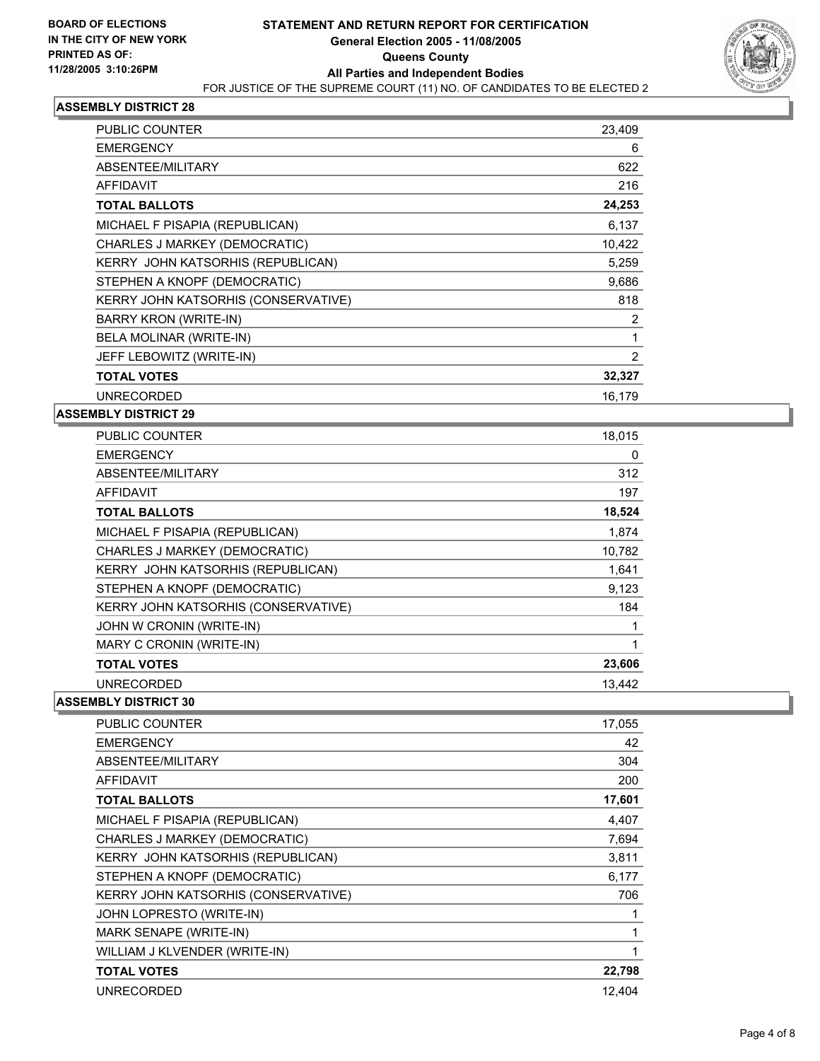**BOARD OF ELECTIONS IN THE CITY OF NEW YORK**
**PRINTED AS OF: 11/28/2005 3:10:26PM**

# STATEMENT AND RETURN REPORT FOR CERTIFICATION
## General Election 2005 - 11/08/2005
## Queens County
## All Parties and Independent Bodies

FOR JUSTICE OF THE SUPREME COURT (11) NO. OF CANDIDATES TO BE ELECTED 2

### ASSEMBLY DISTRICT 28

| | |
|---|---|
| PUBLIC COUNTER | 23,409 |
| EMERGENCY | 6 |
| ABSENTEE/MILITARY | 622 |
| AFFIDAVIT | 216 |
| **TOTAL BALLOTS** | **24,253** |
| MICHAEL F PISAPIA (REPUBLICAN) | 6,137 |
| CHARLES J MARKEY (DEMOCRATIC) | 10,422 |
| KERRY JOHN KATSORHIS (REPUBLICAN) | 5,259 |
| STEPHEN A KNOPF (DEMOCRATIC) | 9,686 |
| KERRY JOHN KATSORHIS (CONSERVATIVE) | 818 |
| BARRY KRON (WRITE-IN) | 2 |
| BELA MOLINAR (WRITE-IN) | 1 |
| JEFF LEBOWITZ (WRITE-IN) | 2 |
| **TOTAL VOTES** | **32,327** |
| UNRECORDED | 16,179 |

### ASSEMBLY DISTRICT 29

| | |
|---|---|
| PUBLIC COUNTER | 18,015 |
| EMERGENCY | 0 |
| ABSENTEE/MILITARY | 312 |
| AFFIDAVIT | 197 |
| **TOTAL BALLOTS** | **18,524** |
| MICHAEL F PISAPIA (REPUBLICAN) | 1,874 |
| CHARLES J MARKEY (DEMOCRATIC) | 10,782 |
| KERRY JOHN KATSORHIS (REPUBLICAN) | 1,641 |
| STEPHEN A KNOPF (DEMOCRATIC) | 9,123 |
| KERRY JOHN KATSORHIS (CONSERVATIVE) | 184 |
| JOHN W CRONIN (WRITE-IN) | 1 |
| MARY C CRONIN (WRITE-IN) | 1 |
| **TOTAL VOTES** | **23,606** |
| UNRECORDED | 13,442 |

### ASSEMBLY DISTRICT 30

| | |
|---|---|
| PUBLIC COUNTER | 17,055 |
| EMERGENCY | 42 |
| ABSENTEE/MILITARY | 304 |
| AFFIDAVIT | 200 |
| **TOTAL BALLOTS** | **17,601** |
| MICHAEL F PISAPIA (REPUBLICAN) | 4,407 |
| CHARLES J MARKEY (DEMOCRATIC) | 7,694 |
| KERRY JOHN KATSORHIS (REPUBLICAN) | 3,811 |
| STEPHEN A KNOPF (DEMOCRATIC) | 6,177 |
| KERRY JOHN KATSORHIS (CONSERVATIVE) | 706 |
| JOHN LOPRESTO (WRITE-IN) | 1 |
| MARK SENAPE (WRITE-IN) | 1 |
| WILLIAM J KLVENDER (WRITE-IN) | 1 |
| **TOTAL VOTES** | **22,798** |
| UNRECORDED | 12,404 |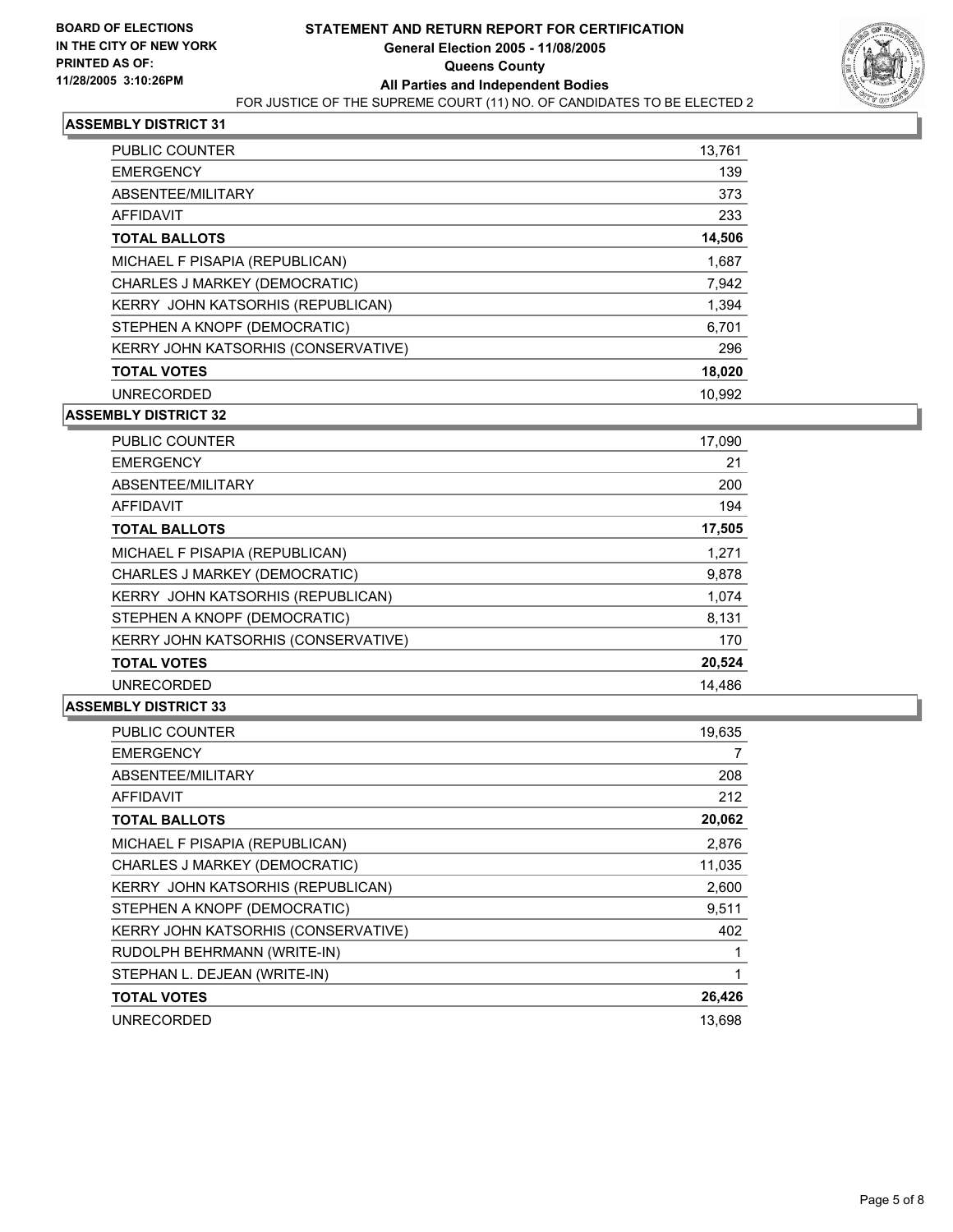**BOARD OF ELECTIONS IN THE CITY OF NEW YORK PRINTED AS OF: 11/28/2005 3:10:26PM**

# STATEMENT AND RETURN REPORT FOR CERTIFICATION
## General Election 2005 - 11/08/2005
## Queens County
## All Parties and Independent Bodies
FOR JUSTICE OF THE SUPREME COURT (11) NO. OF CANDIDATES TO BE ELECTED 2

### ASSEMBLY DISTRICT 31

| | |
|---|---|
| PUBLIC COUNTER | 13,761 |
| EMERGENCY | 139 |
| ABSENTEE/MILITARY | 373 |
| AFFIDAVIT | 233 |
| **TOTAL BALLOTS** | **14,506** |
| MICHAEL F PISAPIA (REPUBLICAN) | 1,687 |
| CHARLES J MARKEY (DEMOCRATIC) | 7,942 |
| KERRY JOHN KATSORHIS (REPUBLICAN) | 1,394 |
| STEPHEN A KNOPF (DEMOCRATIC) | 6,701 |
| KERRY JOHN KATSORHIS (CONSERVATIVE) | 296 |
| **TOTAL VOTES** | **18,020** |
| UNRECORDED | 10,992 |

### ASSEMBLY DISTRICT 32

| | |
|---|---|
| PUBLIC COUNTER | 17,090 |
| EMERGENCY | 21 |
| ABSENTEE/MILITARY | 200 |
| AFFIDAVIT | 194 |
| **TOTAL BALLOTS** | **17,505** |
| MICHAEL F PISAPIA (REPUBLICAN) | 1,271 |
| CHARLES J MARKEY (DEMOCRATIC) | 9,878 |
| KERRY JOHN KATSORHIS (REPUBLICAN) | 1,074 |
| STEPHEN A KNOPF (DEMOCRATIC) | 8,131 |
| KERRY JOHN KATSORHIS (CONSERVATIVE) | 170 |
| **TOTAL VOTES** | **20,524** |
| UNRECORDED | 14,486 |

### ASSEMBLY DISTRICT 33

| | |
|---|---|
| PUBLIC COUNTER | 19,635 |
| EMERGENCY | 7 |
| ABSENTEE/MILITARY | 208 |
| AFFIDAVIT | 212 |
| **TOTAL BALLOTS** | **20,062** |
| MICHAEL F PISAPIA (REPUBLICAN) | 2,876 |
| CHARLES J MARKEY (DEMOCRATIC) | 11,035 |
| KERRY JOHN KATSORHIS (REPUBLICAN) | 2,600 |
| STEPHEN A KNOPF (DEMOCRATIC) | 9,511 |
| KERRY JOHN KATSORHIS (CONSERVATIVE) | 402 |
| RUDOLPH BEHRMANN (WRITE-IN) | 1 |
| STEPHAN L. DEJEAN (WRITE-IN) | 1 |
| **TOTAL VOTES** | **26,426** |
| UNRECORDED | 13,698 |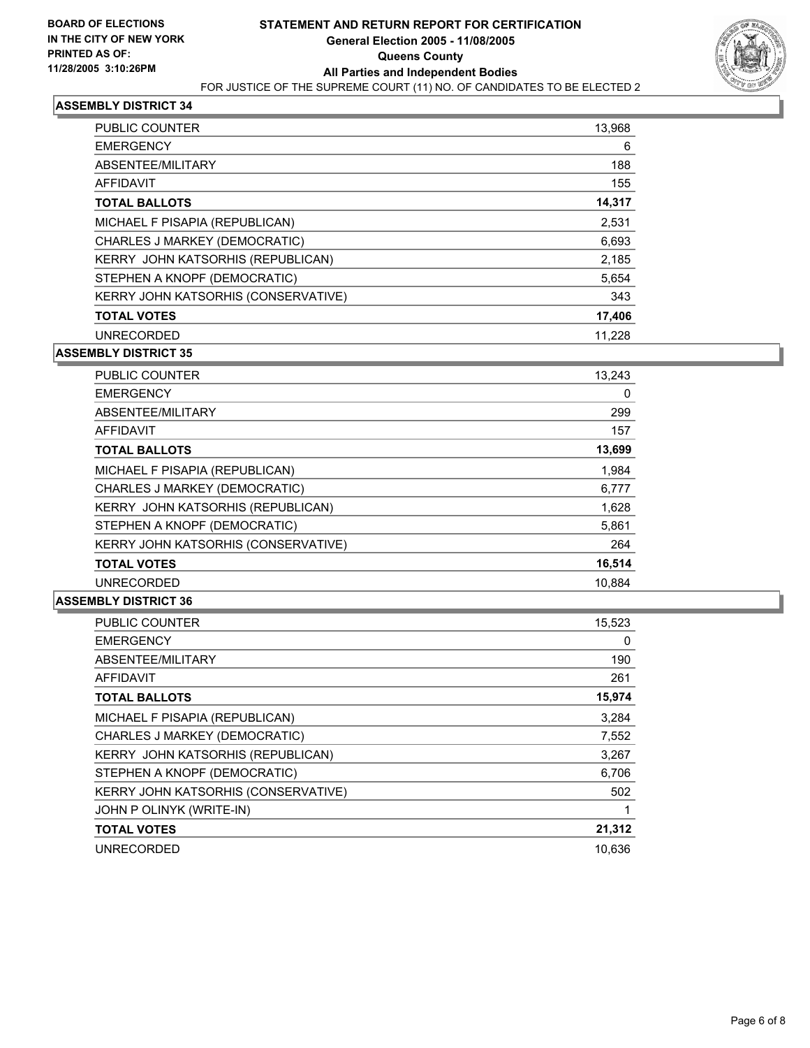**BOARD OF ELECTIONS IN THE CITY OF NEW YORK**
**PRINTED AS OF: 11/28/2005 3:10:26PM**

# STATEMENT AND RETURN REPORT FOR CERTIFICATION
## General Election 2005 - 11/08/2005
## Queens County
## All Parties and Independent Bodies

FOR JUSTICE OF THE SUPREME COURT (11) NO. OF CANDIDATES TO BE ELECTED 2

### ASSEMBLY DISTRICT 34

| | |
|---|---|
| PUBLIC COUNTER | 13,968 |
| EMERGENCY | 6 |
| ABSENTEE/MILITARY | 188 |
| AFFIDAVIT | 155 |
| **TOTAL BALLOTS** | **14,317** |
| MICHAEL F PISAPIA (REPUBLICAN) | 2,531 |
| CHARLES J MARKEY (DEMOCRATIC) | 6,693 |
| KERRY JOHN KATSORHIS (REPUBLICAN) | 2,185 |
| STEPHEN A KNOPF (DEMOCRATIC) | 5,654 |
| KERRY JOHN KATSORHIS (CONSERVATIVE) | 343 |
| **TOTAL VOTES** | **17,406** |
| UNRECORDED | 11,228 |

### ASSEMBLY DISTRICT 35

| | |
|---|---|
| PUBLIC COUNTER | 13,243 |
| EMERGENCY | 0 |
| ABSENTEE/MILITARY | 299 |
| AFFIDAVIT | 157 |
| **TOTAL BALLOTS** | **13,699** |
| MICHAEL F PISAPIA (REPUBLICAN) | 1,984 |
| CHARLES J MARKEY (DEMOCRATIC) | 6,777 |
| KERRY JOHN KATSORHIS (REPUBLICAN) | 1,628 |
| STEPHEN A KNOPF (DEMOCRATIC) | 5,861 |
| KERRY JOHN KATSORHIS (CONSERVATIVE) | 264 |
| **TOTAL VOTES** | **16,514** |
| UNRECORDED | 10,884 |

### ASSEMBLY DISTRICT 36

| | |
|---|---|
| PUBLIC COUNTER | 15,523 |
| EMERGENCY | 0 |
| ABSENTEE/MILITARY | 190 |
| AFFIDAVIT | 261 |
| **TOTAL BALLOTS** | **15,974** |
| MICHAEL F PISAPIA (REPUBLICAN) | 3,284 |
| CHARLES J MARKEY (DEMOCRATIC) | 7,552 |
| KERRY JOHN KATSORHIS (REPUBLICAN) | 3,267 |
| STEPHEN A KNOPF (DEMOCRATIC) | 6,706 |
| KERRY JOHN KATSORHIS (CONSERVATIVE) | 502 |
| JOHN P OLINYK (WRITE-IN) | 1 |
| **TOTAL VOTES** | **21,312** |
| UNRECORDED | 10,636 |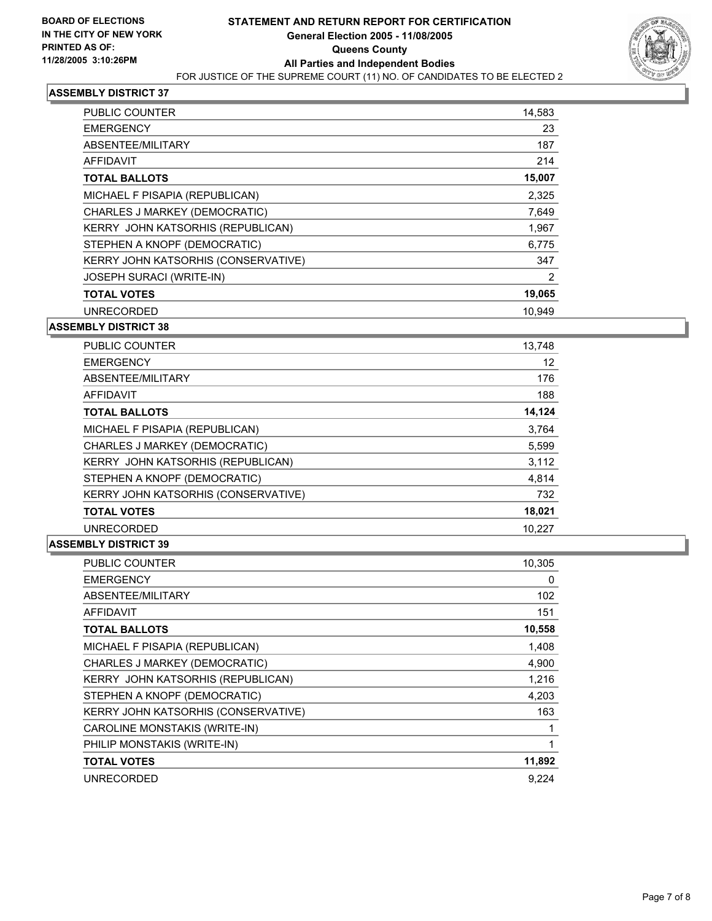**BOARD OF ELECTIONS IN THE CITY OF NEW YORK PRINTED AS OF: 11/28/2005 3:10:26PM**

# STATEMENT AND RETURN REPORT FOR CERTIFICATION
## General Election 2005 - 11/08/2005
## Queens County
## All Parties and Independent Bodies
FOR JUSTICE OF THE SUPREME COURT (11) NO. OF CANDIDATES TO BE ELECTED 2

### ASSEMBLY DISTRICT 37

| | |
|---|---|
| PUBLIC COUNTER | 14,583 |
| EMERGENCY | 23 |
| ABSENTEE/MILITARY | 187 |
| AFFIDAVIT | 214 |
| **TOTAL BALLOTS** | **15,007** |
| MICHAEL F PISAPIA (REPUBLICAN) | 2,325 |
| CHARLES J MARKEY (DEMOCRATIC) | 7,649 |
| KERRY JOHN KATSORHIS (REPUBLICAN) | 1,967 |
| STEPHEN A KNOPF (DEMOCRATIC) | 6,775 |
| KERRY JOHN KATSORHIS (CONSERVATIVE) | 347 |
| JOSEPH SURACI (WRITE-IN) | 2 |
| **TOTAL VOTES** | **19,065** |
| UNRECORDED | 10,949 |

### ASSEMBLY DISTRICT 38

| | |
|---|---|
| PUBLIC COUNTER | 13,748 |
| EMERGENCY | 12 |
| ABSENTEE/MILITARY | 176 |
| AFFIDAVIT | 188 |
| **TOTAL BALLOTS** | **14,124** |
| MICHAEL F PISAPIA (REPUBLICAN) | 3,764 |
| CHARLES J MARKEY (DEMOCRATIC) | 5,599 |
| KERRY JOHN KATSORHIS (REPUBLICAN) | 3,112 |
| STEPHEN A KNOPF (DEMOCRATIC) | 4,814 |
| KERRY JOHN KATSORHIS (CONSERVATIVE) | 732 |
| **TOTAL VOTES** | **18,021** |
| UNRECORDED | 10,227 |

### ASSEMBLY DISTRICT 39

| | |
|---|---|
| PUBLIC COUNTER | 10,305 |
| EMERGENCY | 0 |
| ABSENTEE/MILITARY | 102 |
| AFFIDAVIT | 151 |
| **TOTAL BALLOTS** | **10,558** |
| MICHAEL F PISAPIA (REPUBLICAN) | 1,408 |
| CHARLES J MARKEY (DEMOCRATIC) | 4,900 |
| KERRY JOHN KATSORHIS (REPUBLICAN) | 1,216 |
| STEPHEN A KNOPF (DEMOCRATIC) | 4,203 |
| KERRY JOHN KATSORHIS (CONSERVATIVE) | 163 |
| CAROLINE MONSTAKIS (WRITE-IN) | 1 |
| PHILIP MONSTAKIS (WRITE-IN) | 1 |
| **TOTAL VOTES** | **11,892** |
| UNRECORDED | 9,224 |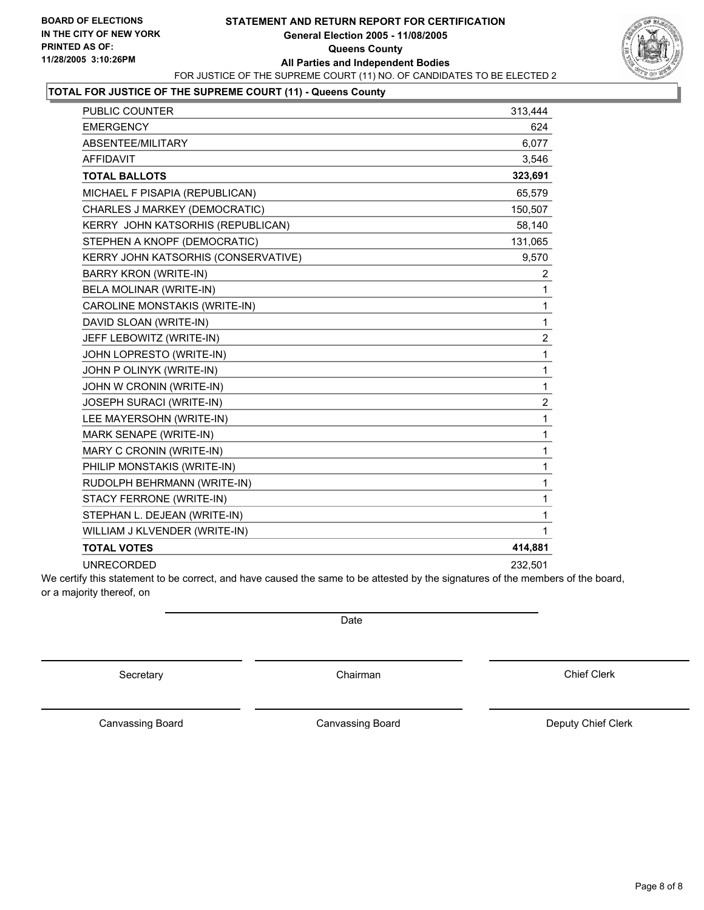**BOARD OF ELECTIONS IN THE CITY OF NEW YORK PRINTED AS OF: 11/28/2005 3:10:26PM**

# STATEMENT AND RETURN REPORT FOR CERTIFICATION

**General Election 2005 - 11/08/2005**

**Queens County**

**All Parties and Independent Bodies**

FOR JUSTICE OF THE SUPREME COURT (11) NO. OF CANDIDATES TO BE ELECTED 2

## TOTAL FOR JUSTICE OF THE SUPREME COURT (11) - Queens County

| | |
|---|---|
| PUBLIC COUNTER | 313,444 |
| EMERGENCY | 624 |
| ABSENTEE/MILITARY | 6,077 |
| AFFIDAVIT | 3,546 |
| **TOTAL BALLOTS** | **323,691** |
| MICHAEL F PISAPIA (REPUBLICAN) | 65,579 |
| CHARLES J MARKEY (DEMOCRATIC) | 150,507 |
| KERRY JOHN KATSORHIS (REPUBLICAN) | 58,140 |
| STEPHEN A KNOPF (DEMOCRATIC) | 131,065 |
| KERRY JOHN KATSORHIS (CONSERVATIVE) | 9,570 |
| BARRY KRON (WRITE-IN) | 2 |
| BELA MOLINAR (WRITE-IN) | 1 |
| CAROLINE MONSTAKIS (WRITE-IN) | 1 |
| DAVID SLOAN (WRITE-IN) | 1 |
| JEFF LEBOWITZ (WRITE-IN) | 2 |
| JOHN LOPRESTO (WRITE-IN) | 1 |
| JOHN P OLINYK (WRITE-IN) | 1 |
| JOHN W CRONIN (WRITE-IN) | 1 |
| JOSEPH SURACI (WRITE-IN) | 2 |
| LEE MAYERSOHN (WRITE-IN) | 1 |
| MARK SENAPE (WRITE-IN) | 1 |
| MARY C CRONIN (WRITE-IN) | 1 |
| PHILIP MONSTAKIS (WRITE-IN) | 1 |
| RUDOLPH BEHRMANN (WRITE-IN) | 1 |
| STACY FERRONE (WRITE-IN) | 1 |
| STEPHAN L. DEJEAN (WRITE-IN) | 1 |
| WILLIAM J KLVENDER (WRITE-IN) | 1 |
| **TOTAL VOTES** | **414,881** |
| UNRECORDED | 232,501 |

We certify this statement to be correct, and have caused the same to be attested by the signatures of the members of the board, or a majority thereof, on

Date

Secretary | Chairman | Chief Clerk

Canvassing Board | Canvassing Board | Deputy Chief Clerk